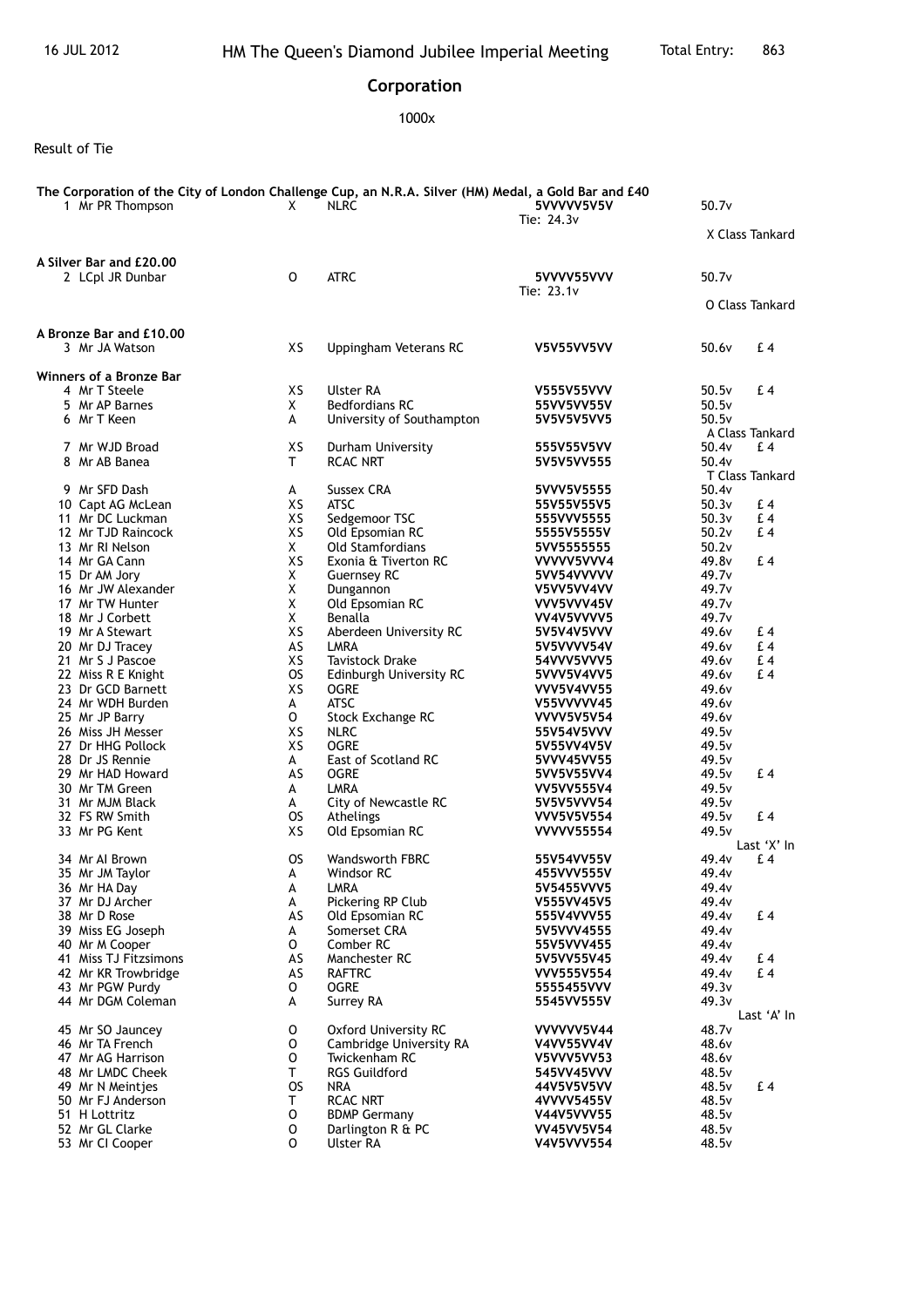16 JUL 2012 HM The Queen's Diamond Jubilee Imperial Meeting Total Entry: 863

## Corporation

1000x

Result of Tie

**The Corporation of the City of London Challenge Cup, an N.R.A. Silver (HM) Medal, a Gold Bar and £40**

| Pos | Name | Class | Club | Shots | Score | Prize |
|---|---|---|---|---|---|---|
| 1 | Mr PR Thompson | X | NLRC | **5VVVVV5V5V** Tie: 24.3v | 50.7v | X Class Tankard |

**A Silver Bar and £20.00**

| Pos | Name | Class | Club | Shots | Score | Prize |
|---|---|---|---|---|---|---|
| 2 | LCpl JR Dunbar | O | ATRC | **5VVVV55VVV** Tie: 23.1v | 50.7v | O Class Tankard |

**A Bronze Bar and £10.00**

| Pos | Name | Class | Club | Shots | Score | Prize |
|---|---|---|---|---|---|---|
| 3 | Mr JA Watson | XS | Uppingham Veterans RC | **V5V55VV5VV** | 50.6v | £ 4 |

**Winners of a Bronze Bar**

| Pos | Name | Class | Club | Shots | Score | Prize |
|---|---|---|---|---|---|---|
| 4 | Mr T Steele | XS | Ulster RA | **V555V55VVV** | 50.5v | £ 4 |
| 5 | Mr AP Barnes | X | Bedfordians RC | **55VV5VV55V** | 50.5v | |
| 6 | Mr T Keen | A | University of Southampton | **5V5V5V5VV5** | 50.5v | A Class Tankard |
| 7 | Mr WJD Broad | XS | Durham University | **555V55V5VV** | 50.4v | £ 4 |
| 8 | Mr AB Banea | T | RCAC NRT | **5V5V5VV555** | 50.4v | T Class Tankard |
| 9 | Mr SFD Dash | A | Sussex CRA | **5VVV5V5555** | 50.4v | |
| 10 | Capt AG McLean | XS | ATSC | **55V55V55V5** | 50.3v | £ 4 |
| 11 | Mr DC Luckman | XS | Sedgemoor TSC | **555VVV5555** | 50.3v | £ 4 |
| 12 | Mr TJD Raincock | XS | Old Epsomian RC | **5555V5555V** | 50.2v | £ 4 |
| 13 | Mr RI Nelson | X | Old Stamfordians | **5VV5555555** | 50.2v | |
| 14 | Mr GA Cann | XS | Exonia & Tiverton RC | **VVVVV5VVV4** | 49.8v | £ 4 |
| 15 | Dr AM Jory | X | Guernsey RC | **5VV54VVVVV** | 49.7v | |
| 16 | Mr JW Alexander | X | Dungannon | **V5VV5VV4VV** | 49.7v | |
| 17 | Mr TW Hunter | X | Old Epsomian RC | **VVV5VVV45V** | 49.7v | |
| 18 | Mr J Corbett | X | Benalla | **VV4V5VVVV5** | 49.7v | |
| 19 | Mr A Stewart | XS | Aberdeen University RC | **5V5V4V5VVV** | 49.6v | £ 4 |
| 20 | Mr DJ Tracey | AS | LMRA | **5V5VVVV54V** | 49.6v | £ 4 |
| 21 | Mr S J Pascoe | XS | Tavistock Drake | **54VVV5VVV5** | 49.6v | £ 4 |
| 22 | Miss R E Knight | OS | Edinburgh University RC | **5VVV5V4VV5** | 49.6v | £ 4 |
| 23 | Dr GCD Barnett | XS | OGRE | **VVV5V4VV55** | 49.6v | |
| 24 | Mr WDH Burden | A | ATSC | **V55VVVVV45** | 49.6v | |
| 25 | Mr JP Barry | O | Stock Exchange RC | **VVVV5V5V54** | 49.6v | |
| 26 | Miss JH Messer | XS | NLRC | **55V54V5VVV** | 49.5v | |
| 27 | Dr HHG Pollock | XS | OGRE | **5V55VV4V5V** | 49.5v | |
| 28 | Dr JS Rennie | A | East of Scotland RC | **5VVV45VV55** | 49.5v | |
| 29 | Mr HAD Howard | AS | OGRE | **5VV5V55VV4** | 49.5v | £ 4 |
| 30 | Mr TM Green | A | LMRA | **VV5VV555V4** | 49.5v | |
| 31 | Mr MJM Black | A | City of Newcastle RC | **5V5V5VVV54** | 49.5v | |
| 32 | FS RW Smith | OS | Athelings | **VVV5V5V554** | 49.5v | £ 4 |
| 33 | Mr PG Kent | XS | Old Epsomian RC | **VVVVV55554** | 49.5v | Last 'X' In |
| 34 | Mr AI Brown | OS | Wandsworth FBRC | **55V54VV55V** | 49.4v | £ 4 |
| 35 | Mr JM Taylor | A | Windsor RC | **455VVV555V** | 49.4v | |
| 36 | Mr HA Day | A | LMRA | **5V5455VVV5** | 49.4v | |
| 37 | Mr DJ Archer | A | Pickering RP Club | **V555VV45V5** | 49.4v | |
| 38 | Mr D Rose | AS | Old Epsomian RC | **555V4VVV55** | 49.4v | £ 4 |
| 39 | Miss EG Joseph | A | Somerset CRA | **5V5VVV4555** | 49.4v | |
| 40 | Mr M Cooper | O | Comber RC | **55V5VVV455** | 49.4v | |
| 41 | Miss TJ Fitzsimons | AS | Manchester RC | **5V5VV55V45** | 49.4v | £ 4 |
| 42 | Mr KR Trowbridge | AS | RAFTRC | **VVV555V554** | 49.4v | £ 4 |
| 43 | Mr PGW Purdy | O | OGRE | **5555455VVV** | 49.3v | |
| 44 | Mr DGM Coleman | A | Surrey RA | **5545VV555V** | 49.3v | Last 'A' In |
| 45 | Mr SO Jauncey | O | Oxford University RC | **VVVVVV5V44** | 48.7v | |
| 46 | Mr TA French | O | Cambridge University RA | **V4VV55VV4V** | 48.6v | |
| 47 | Mr AG Harrison | O | Twickenham RC | **V5VVV5VV53** | 48.6v | |
| 48 | Mr LMDC Cheek | T | RGS Guildford | **545VV45VVV** | 48.5v | |
| 49 | Mr N Meintjes | OS | NRA | **44V5V5V5VV** | 48.5v | £ 4 |
| 50 | Mr FJ Anderson | T | RCAC NRT | **4VVVV5455V** | 48.5v | |
| 51 | H Lottritz | O | BDMP Germany | **V44V5VVV55** | 48.5v | |
| 52 | Mr GL Clarke | O | Darlington R & PC | **VV45VV5V54** | 48.5v | |
| 53 | Mr CI Cooper | O | Ulster RA | **V4V5VVV554** | 48.5v | |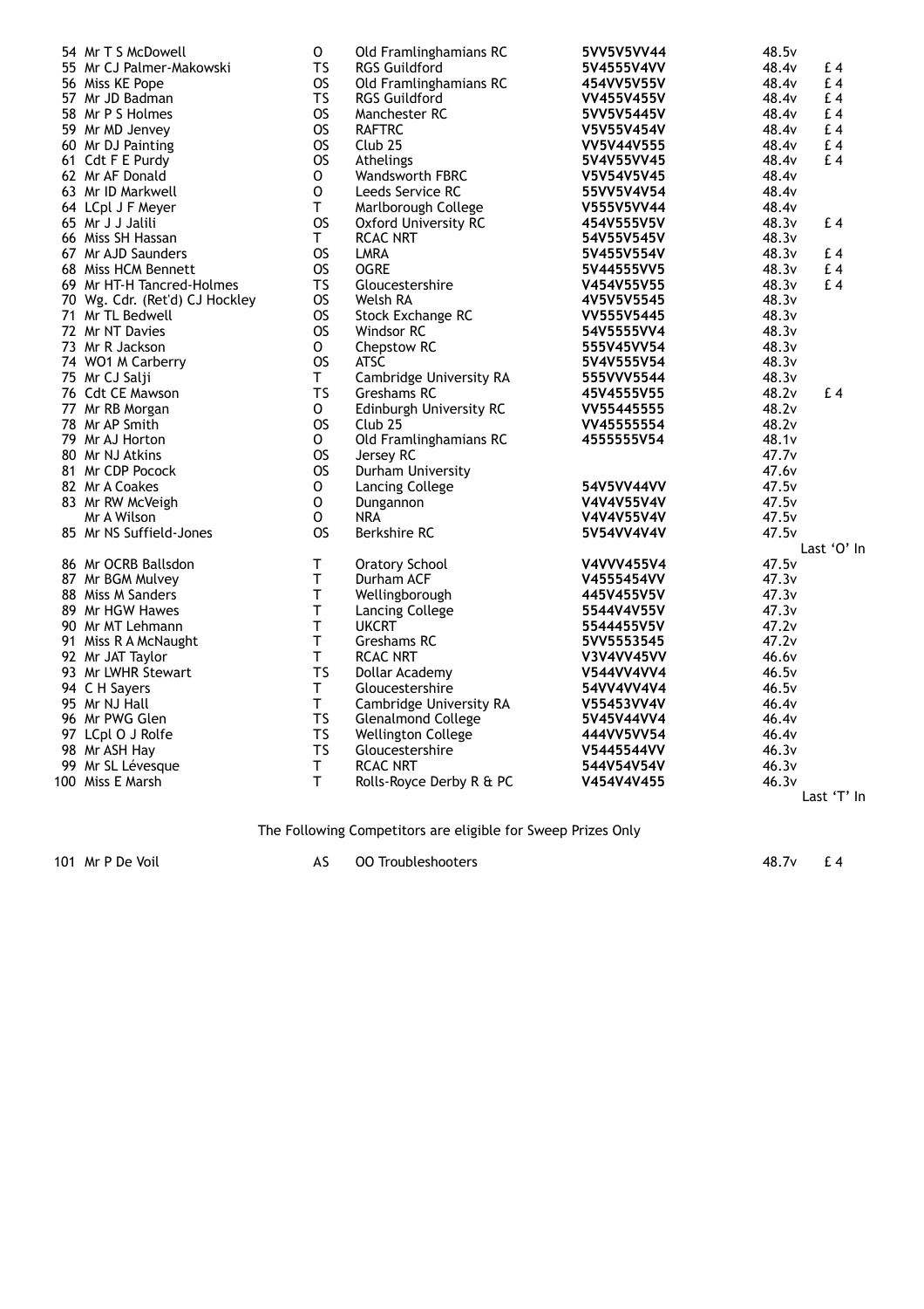| | | | | | | |
|---|---|---|---|---|---|---|
| 54 | Mr T S McDowell | O | Old Framlinghamians RC | **5VV5V5VV44** | 48.5v | |
| 55 | Mr CJ Palmer-Makowski | TS | RGS Guildford | **5V4555V4VV** | 48.4v | £ 4 |
| 56 | Miss KE Pope | OS | Old Framlinghamians RC | **454VV5V55V** | 48.4v | £ 4 |
| 57 | Mr JD Badman | TS | RGS Guildford | **VV455V455V** | 48.4v | £ 4 |
| 58 | Mr P S Holmes | OS | Manchester RC | **5VV5V5445V** | 48.4v | £ 4 |
| 59 | Mr MD Jenvey | OS | RAFTRC | **V5V55V454V** | 48.4v | £ 4 |
| 60 | Mr DJ Painting | OS | Club 25 | **VV5V44V555** | 48.4v | £ 4 |
| 61 | Cdt F E Purdy | OS | Athelings | **5V4V55VV45** | 48.4v | £ 4 |
| 62 | Mr AF Donald | O | Wandsworth FBRC | **V5V54V5V45** | 48.4v | |
| 63 | Mr ID Markwell | O | Leeds Service RC | **55VV5V4V54** | 48.4v | |
| 64 | LCpl J F Meyer | T | Marlborough College | **V555V5VV44** | 48.4v | |
| 65 | Mr J J Jalili | OS | Oxford University RC | **454V555V5V** | 48.3v | £ 4 |
| 66 | Miss SH Hassan | T | RCAC NRT | **54V55V545V** | 48.3v | |
| 67 | Mr AJD Saunders | OS | LMRA | **5V455V554V** | 48.3v | £ 4 |
| 68 | Miss HCM Bennett | OS | OGRE | **5V44555VV5** | 48.3v | £ 4 |
| 69 | Mr HT-H Tancred-Holmes | TS | Gloucestershire | **V454V55V55** | 48.3v | £ 4 |
| 70 | Wg. Cdr. (Ret'd) CJ Hockley | OS | Welsh RA | **4V5V5V5545** | 48.3v | |
| 71 | Mr TL Bedwell | OS | Stock Exchange RC | **VV555V5445** | 48.3v | |
| 72 | Mr NT Davies | OS | Windsor RC | **54V5555VV4** | 48.3v | |
| 73 | Mr R Jackson | O | Chepstow RC | **555V45VV54** | 48.3v | |
| 74 | WO1 M Carberry | OS | ATSC | **5V4V555V54** | 48.3v | |
| 75 | Mr CJ Salji | T | Cambridge University RA | **555VVV5544** | 48.3v | |
| 76 | Cdt CE Mawson | TS | Greshams RC | **45V4555V55** | 48.2v | £ 4 |
| 77 | Mr RB Morgan | O | Edinburgh University RC | **VV55445555** | 48.2v | |
| 78 | Mr AP Smith | OS | Club 25 | **VV45555554** | 48.2v | |
| 79 | Mr AJ Horton | O | Old Framlinghamians RC | **4555555V54** | 48.1v | |
| 80 | Mr NJ Atkins | OS | Jersey RC | | 47.7v | |
| 81 | Mr CDP Pocock | OS | Durham University | | 47.6v | |
| 82 | Mr A Coakes | O | Lancing College | **54V5VV44VV** | 47.5v | |
| 83 | Mr RW McVeigh | O | Dungannon | **V4V4V55V4V** | 47.5v | |
| | Mr A Wilson | O | NRA | **V4V4V55V4V** | 47.5v | |
| 85 | Mr NS Suffield-Jones | OS | Berkshire RC | **5V54VV4V4V** | 47.5v | |
| | | | | | | Last 'O' In |
| 86 | Mr OCRB Ballsdon | T | Oratory School | **V4VVV455V4** | 47.5v | |
| 87 | Mr BGM Mulvey | T | Durham ACF | **V4555454VV** | 47.3v | |
| 88 | Miss M Sanders | T | Wellingborough | **445V455V5V** | 47.3v | |
| 89 | Mr HGW Hawes | T | Lancing College | **5544V4V55V** | 47.3v | |
| 90 | Mr MT Lehmann | T | UKCRT | **5544455V5V** | 47.2v | |
| 91 | Miss R A McNaught | T | Greshams RC | **5VV5553545** | 47.2v | |
| 92 | Mr JAT Taylor | T | RCAC NRT | **V3V4VV45VV** | 46.6v | |
| 93 | Mr LWHR Stewart | TS | Dollar Academy | **V544VV4VV4** | 46.5v | |
| 94 | C H Sayers | T | Gloucestershire | **54VV4VV4V4** | 46.5v | |
| 95 | Mr NJ Hall | T | Cambridge University RA | **V55453VV4V** | 46.4v | |
| 96 | Mr PWG Glen | TS | Glenalmond College | **5V45V44VV4** | 46.4v | |
| 97 | LCpl O J Rolfe | TS | Wellington College | **444VV5VV54** | 46.4v | |
| 98 | Mr ASH Hay | TS | Gloucestershire | **V5445544VV** | 46.3v | |
| 99 | Mr SL Lévesque | T | RCAC NRT | **544V54V54V** | 46.3v | |
| 100 | Miss E Marsh | T | Rolls-Royce Derby R & PC | **V454V4V455** | 46.3v | |
| | | | | | | Last 'T' In |

The Following Competitors are eligible for Sweep Prizes Only

| | | | | | | |
|---|---|---|---|---|---|---|
| 101 | Mr P De Voil | AS | OO Troubleshooters | | 48.7v | £ 4 |